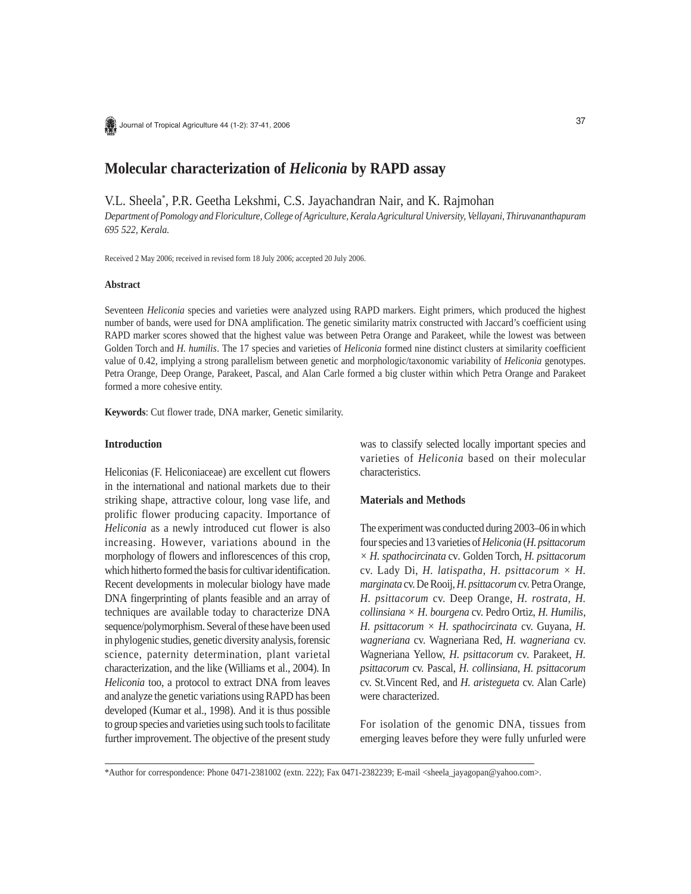# Molecular characterization of *Heliconia* by RAPD assay

V.L. Sheela*, P.R. Geetha Lekshmi, C.S. Jayachandran Nair, and K. Rajmohan

*Department of Pomology and Floriculture, College of Agriculture, Kerala Agricultural University, Vellayani, Thiruvananthapuram 695 522, Kerala.*

Received 2 May 2006; received in revised form 18 July 2006; accepted 20 July 2006.

**Abstract**

Seventeen *Heliconia* species and varieties were analyzed using RAPD markers. Eight primers, which produced the highest number of bands, were used for DNA amplification. The genetic similarity matrix constructed with Jaccard's coefficient using RAPD marker scores showed that the highest value was between Petra Orange and Parakeet, while the lowest was between Golden Torch and *H. humilis*. The 17 species and varieties of *Heliconia* formed nine distinct clusters at similarity coefficient value of 0.42, implying a strong parallelism between genetic and morphologic/taxonomic variability of *Heliconia* genotypes. Petra Orange, Deep Orange, Parakeet, Pascal, and Alan Carle formed a big cluster within which Petra Orange and Parakeet formed a more cohesive entity.

**Keywords**: Cut flower trade, DNA marker, Genetic similarity.

## Introduction

Heliconias (F. Heliconiaceae) are excellent cut flowers in the international and national markets due to their striking shape, attractive colour, long vase life, and prolific flower producing capacity. Importance of *Heliconia* as a newly introduced cut flower is also increasing. However, variations abound in the morphology of flowers and inflorescences of this crop, which hitherto formed the basis for cultivar identification. Recent developments in molecular biology have made DNA fingerprinting of plants feasible and an array of techniques are available today to characterize DNA sequence/polymorphism. Several of these have been used in phylogenic studies, genetic diversity analysis, forensic science, paternity determination, plant varietal characterization, and the like (Williams et al., 2004). In *Heliconia* too, a protocol to extract DNA from leaves and analyze the genetic variations using RAPD has been developed (Kumar et al., 1998). And it is thus possible to group species and varieties using such tools to facilitate further improvement. The objective of the present study was to classify selected locally important species and varieties of *Heliconia* based on their molecular characteristics.

## Materials and Methods

The experiment was conducted during 2003–06 in which four species and 13 varieties of *Heliconia* (*H. psittacorum* × *H. spathocircinata* cv. Golden Torch, *H. psittacorum* cv. Lady Di, *H. latispatha*, *H. psittacorum* × *H. marginata* cv. De Rooij, *H. psittacorum* cv. Petra Orange, *H. psittacorum* cv. Deep Orange, *H. rostrata*, *H. collinsiana* × *H. bourgena* cv. Pedro Ortiz, *H. Humilis*, *H. psittacorum* × *H. spathocircinata* cv. Guyana, *H. wagneriana* cv. Wagneriana Red, *H. wagneriana* cv. Wagneriana Yellow, *H. psittacorum* cv. Parakeet, *H. psittacorum* cv. Pascal, *H. collinsiana*, *H. psittacorum* cv. St.Vincent Red, and *H. aristegueta* cv. Alan Carle) were characterized.

For isolation of the genomic DNA, tissues from emerging leaves before they were fully unfurled were

*Author for correspondence: Phone 0471-2381002 (extn. 222); Fax 0471-2382239; E-mail <sheela_jayagopan@yahoo.com>.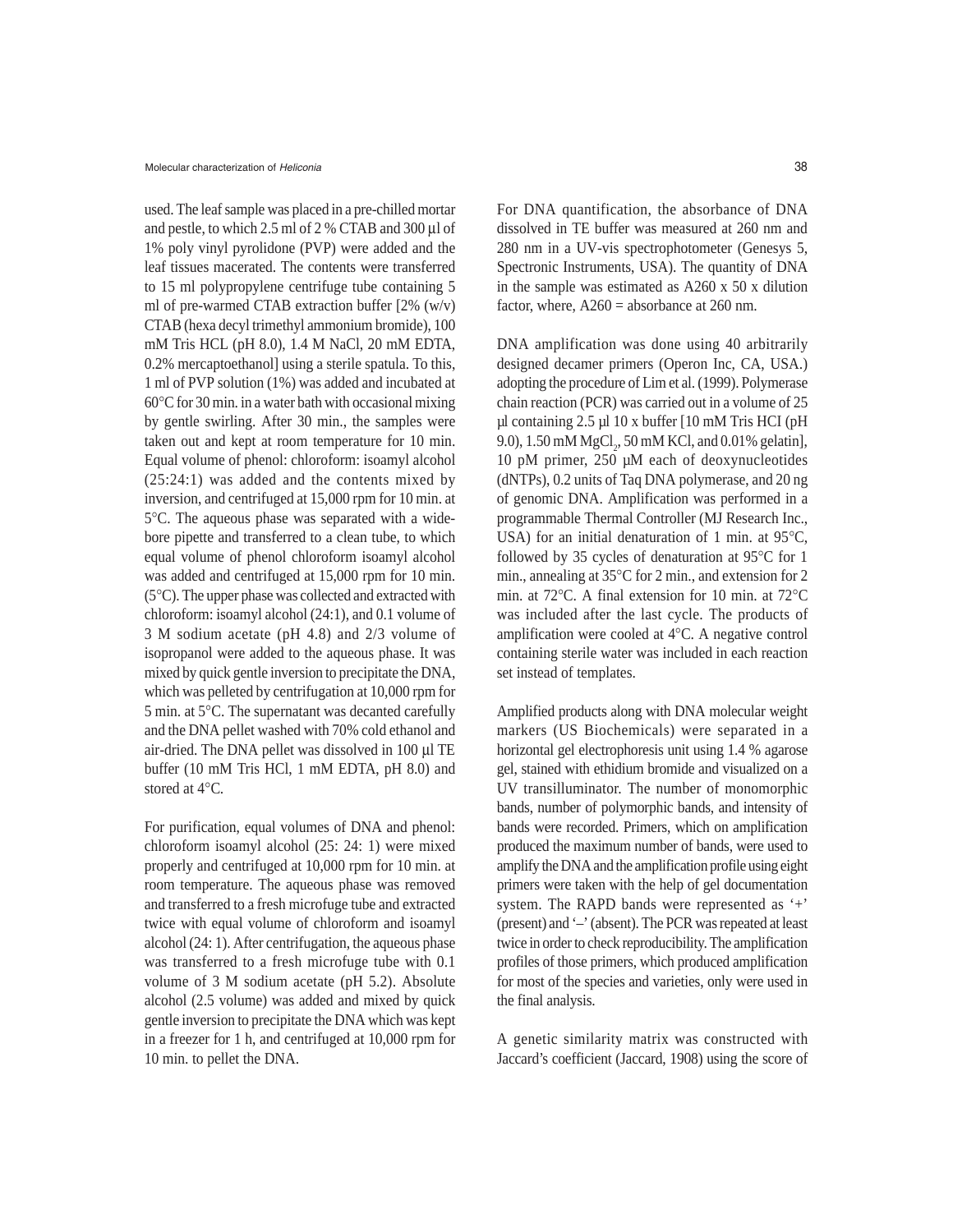used. The leaf sample was placed in a pre-chilled mortar and pestle, to which 2.5 ml of 2 % CTAB and 300 µl of 1% poly vinyl pyrolidone (PVP) were added and the leaf tissues macerated. The contents were transferred to 15 ml polypropylene centrifuge tube containing 5 ml of pre-warmed CTAB extraction buffer [2% (w/v) CTAB (hexa decyl trimethyl ammonium bromide), 100 mM Tris HCL (pH 8.0), 1.4 M NaCl, 20 mM EDTA, 0.2% mercaptoethanol] using a sterile spatula. To this, 1 ml of PVP solution (1%) was added and incubated at 60°C for 30 min. in a water bath with occasional mixing by gentle swirling. After 30 min., the samples were taken out and kept at room temperature for 10 min. Equal volume of phenol: chloroform: isoamyl alcohol (25:24:1) was added and the contents mixed by inversion, and centrifuged at 15,000 rpm for 10 min. at 5°C. The aqueous phase was separated with a wide-bore pipette and transferred to a clean tube, to which equal volume of phenol chloroform isoamyl alcohol was added and centrifuged at 15,000 rpm for 10 min. (5°C). The upper phase was collected and extracted with chloroform: isoamyl alcohol (24:1), and 0.1 volume of 3 M sodium acetate (pH 4.8) and 2/3 volume of isopropanol were added to the aqueous phase. It was mixed by quick gentle inversion to precipitate the DNA, which was pelleted by centrifugation at 10,000 rpm for 5 min. at 5°C. The supernatant was decanted carefully and the DNA pellet washed with 70% cold ethanol and air-dried. The DNA pellet was dissolved in 100 µl TE buffer (10 mM Tris HCl, 1 mM EDTA, pH 8.0) and stored at 4°C.

For purification, equal volumes of DNA and phenol: chloroform isoamyl alcohol (25: 24: 1) were mixed properly and centrifuged at 10,000 rpm for 10 min. at room temperature. The aqueous phase was removed and transferred to a fresh microfuge tube and extracted twice with equal volume of chloroform and isoamyl alcohol (24: 1). After centrifugation, the aqueous phase was transferred to a fresh microfuge tube with 0.1 volume of 3 M sodium acetate (pH 5.2). Absolute alcohol (2.5 volume) was added and mixed by quick gentle inversion to precipitate the DNA which was kept in a freezer for 1 h, and centrifuged at 10,000 rpm for 10 min. to pellet the DNA.

For DNA quantification, the absorbance of DNA dissolved in TE buffer was measured at 260 nm and 280 nm in a UV-vis spectrophotometer (Genesys 5, Spectronic Instruments, USA). The quantity of DNA in the sample was estimated as A260 x 50 x dilution factor, where, A260 = absorbance at 260 nm.

DNA amplification was done using 40 arbitrarily designed decamer primers (Operon Inc, CA, USA.) adopting the procedure of Lim et al. (1999). Polymerase chain reaction (PCR) was carried out in a volume of 25 µl containing 2.5 µl 10 x buffer [10 mM Tris HCI (pH 9.0), 1.50 mM $MgCl_2$, 50 mM KCl, and 0.01% gelatin], 10 pM primer, 250 µM each of deoxynucleotides (dNTPs), 0.2 units of Taq DNA polymerase, and 20 ng of genomic DNA. Amplification was performed in a programmable Thermal Controller (MJ Research Inc., USA) for an initial denaturation of 1 min. at 95°C, followed by 35 cycles of denaturation at 95°C for 1 min., annealing at 35°C for 2 min., and extension for 2 min. at 72°C. A final extension for 10 min. at 72°C was included after the last cycle. The products of amplification were cooled at 4°C. A negative control containing sterile water was included in each reaction set instead of templates.

Amplified products along with DNA molecular weight markers (US Biochemicals) were separated in a horizontal gel electrophoresis unit using 1.4 % agarose gel, stained with ethidium bromide and visualized on a UV transilluminator. The number of monomorphic bands, number of polymorphic bands, and intensity of bands were recorded. Primers, which on amplification produced the maximum number of bands, were used to amplify the DNA and the amplification profile using eight primers were taken with the help of gel documentation system. The RAPD bands were represented as '+' (present) and '–' (absent). The PCR was repeated at least twice in order to check reproducibility. The amplification profiles of those primers, which produced amplification for most of the species and varieties, only were used in the final analysis.

A genetic similarity matrix was constructed with Jaccard's coefficient (Jaccard, 1908) using the score of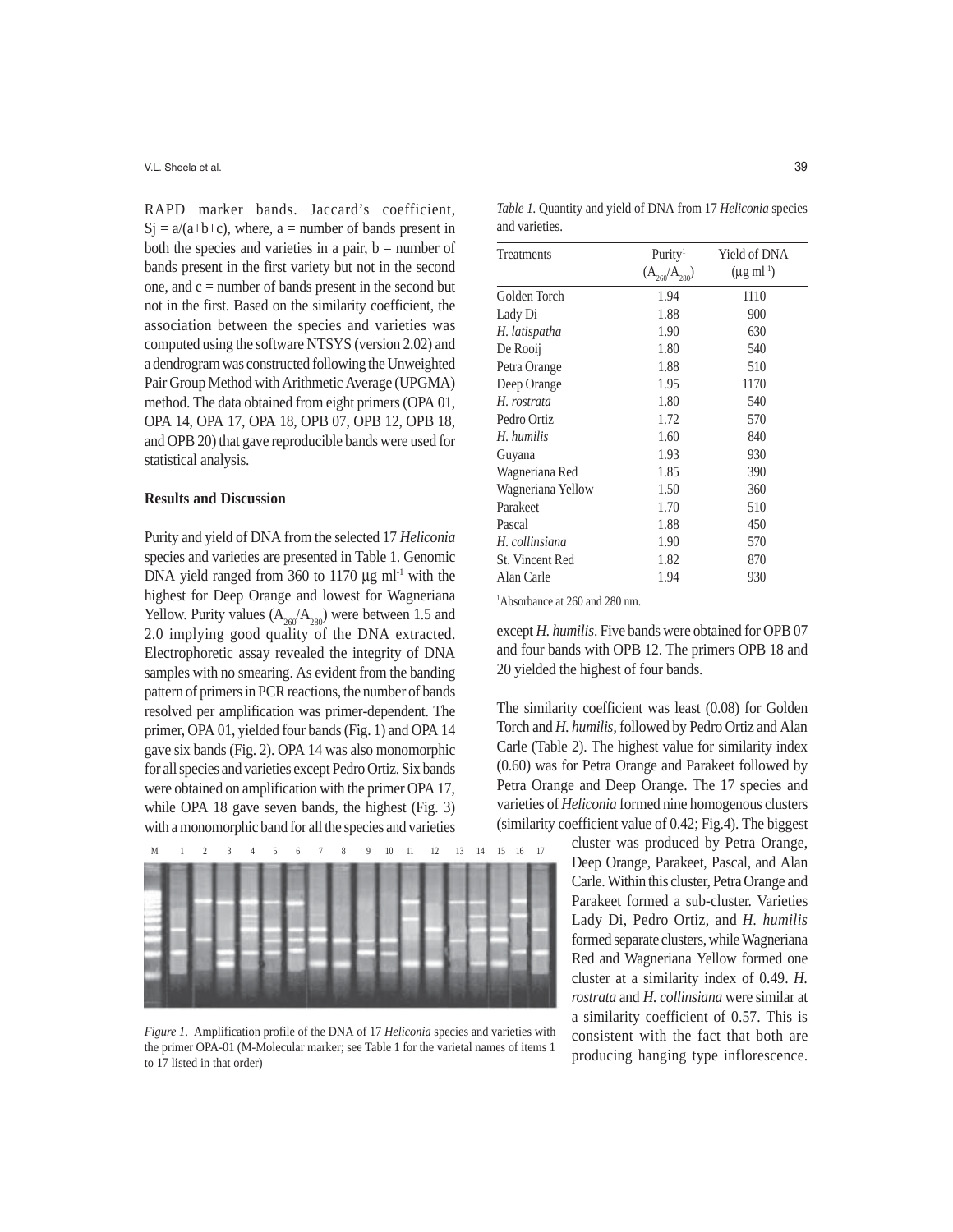RAPD marker bands. Jaccard's coefficient, $S_j = a/(a+b+c)$, where, a = number of bands present in both the species and varieties in a pair, b = number of bands present in the first variety but not in the second one, and c = number of bands present in the second but not in the first. Based on the similarity coefficient, the association between the species and varieties was computed using the software NTSYS (version 2.02) and a dendrogram was constructed following the Unweighted Pair Group Method with Arithmetic Average (UPGMA) method. The data obtained from eight primers (OPA 01, OPA 14, OPA 17, OPA 18, OPB 07, OPB 12, OPB 18, and OPB 20) that gave reproducible bands were used for statistical analysis.

## Results and Discussion

Purity and yield of DNA from the selected 17 *Heliconia* species and varieties are presented in Table 1. Genomic DNA yield ranged from 360 to 1170 µg $ml^{-1}$ with the highest for Deep Orange and lowest for Wagneriana Yellow. Purity values ($A_{260}/A_{280}$) were between 1.5 and 2.0 implying good quality of the DNA extracted. Electrophoretic assay revealed the integrity of DNA samples with no smearing. As evident from the banding pattern of primers in PCR reactions, the number of bands resolved per amplification was primer-dependent. The primer, OPA 01, yielded four bands (Fig. 1) and OPA 14 gave six bands (Fig. 2). OPA 14 was also monomorphic for all species and varieties except Pedro Ortiz. Six bands were obtained on amplification with the primer OPA 17, while OPA 18 gave seven bands, the highest (Fig. 3) with a monomorphic band for all the species and varieties except *H. humilis*. Five bands were obtained for OPB 07 and four bands with OPB 12. The primers OPB 18 and 20 yielded the highest of four bands.

*Figure 1.* Amplification profile of the DNA of 17 *Heliconia* species and varieties with the primer OPA-01 (M-Molecular marker; see Table 1 for the varietal names of items 1 to 17 listed in that order)

*Table 1.* Quantity and yield of DNA from 17 *Heliconia* species and varieties.

| Treatments | Purity[1] ($A_{260}/A_{280}$) | Yield of DNA (µg $ml^{-1}$) |
|---|---|---|
| Golden Torch | 1.94 | 1110 |
| Lady Di | 1.88 | 900 |
| *H. latispatha* | 1.90 | 630 |
| De Rooij | 1.80 | 540 |
| Petra Orange | 1.88 | 510 |
| Deep Orange | 1.95 | 1170 |
| *H. rostrata* | 1.80 | 540 |
| Pedro Ortiz | 1.72 | 570 |
| *H. humilis* | 1.60 | 840 |
| Guyana | 1.93 | 930 |
| Wagneriana Red | 1.85 | 390 |
| Wagneriana Yellow | 1.50 | 360 |
| Parakeet | 1.70 | 510 |
| Pascal | 1.88 | 450 |
| *H. collinsiana* | 1.90 | 570 |
| St. Vincent Red | 1.82 | 870 |
| Alan Carle | 1.94 | 930 |

[1]Absorbance at 260 and 280 nm.

The similarity coefficient was least (0.08) for Golden Torch and *H. humilis*, followed by Pedro Ortiz and Alan Carle (Table 2). The highest value for similarity index (0.60) was for Petra Orange and Parakeet followed by Petra Orange and Deep Orange. The 17 species and varieties of *Heliconia* formed nine homogenous clusters (similarity coefficient value of 0.42; Fig.4). The biggest cluster was produced by Petra Orange, Deep Orange, Parakeet, Pascal, and Alan Carle. Within this cluster, Petra Orange and Parakeet formed a sub-cluster. Varieties Lady Di, Pedro Ortiz, and *H. humilis* formed separate clusters, while Wagneriana Red and Wagneriana Yellow formed one cluster at a similarity index of 0.49. *H. rostrata* and *H. collinsiana* were similar at a similarity coefficient of 0.57. This is consistent with the fact that both are producing hanging type inflorescence.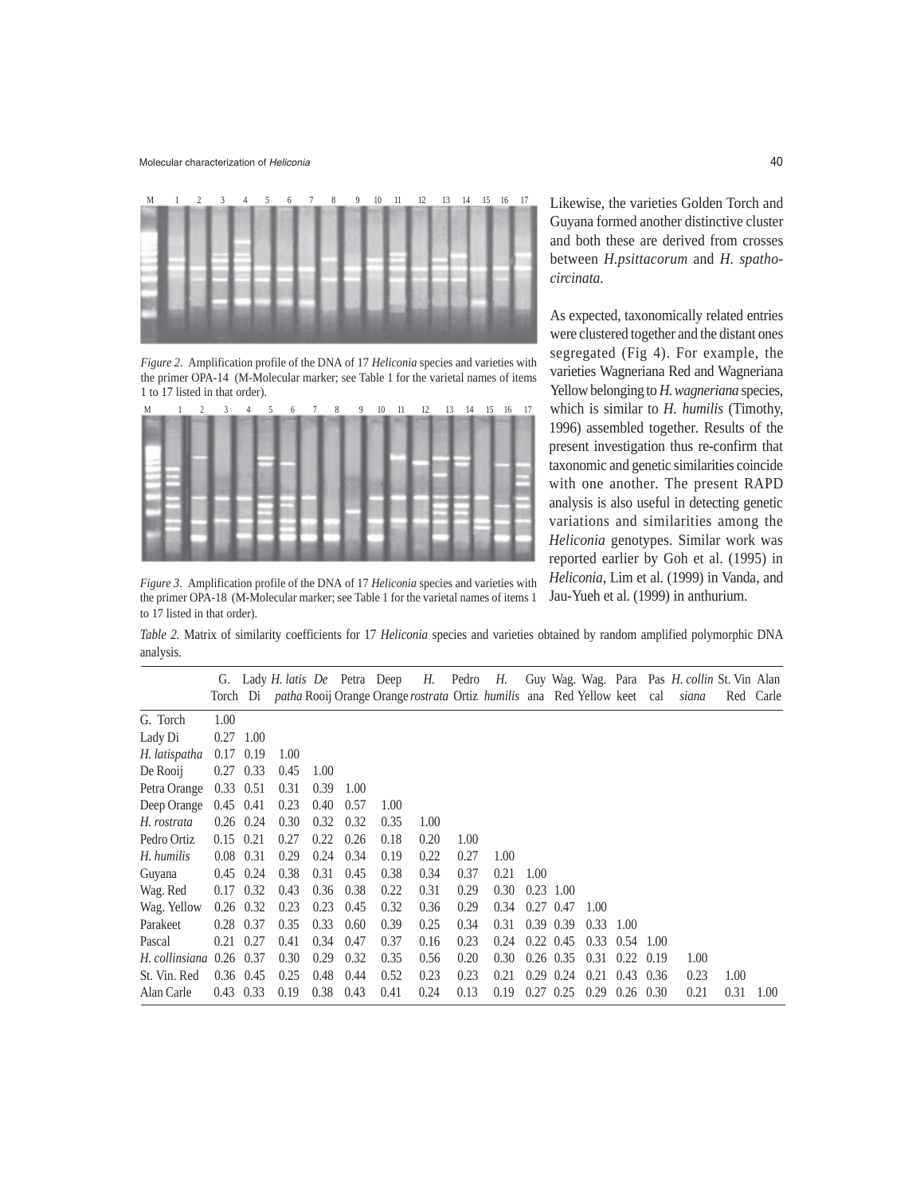*Figure 2.* Amplification profile of the DNA of 17 *Heliconia* species and varieties with the primer OPA-14 (M-Molecular marker; see Table 1 for the varietal names of items 1 to 17 listed in that order).

*Figure 3.* Amplification profile of the DNA of 17 *Heliconia* species and varieties with the primer OPA-18 (M-Molecular marker; see Table 1 for the varietal names of items 1 to 17 listed in that order).

Likewise, the varieties Golden Torch and Guyana formed another distinctive cluster and both these are derived from crosses between *H.psittacorum* and *H. spatho-circinata*.

As expected, taxonomically related entries were clustered together and the distant ones segregated (Fig 4). For example, the varieties Wagneriana Red and Wagneriana Yellow belonging to *H. wagneriana* species, which is similar to *H. humilis* (Timothy, 1996) assembled together. Results of the present investigation thus re-confirm that taxonomic and genetic similarities coincide with one another. The present RAPD analysis is also useful in detecting genetic variations and similarities among the *Heliconia* genotypes. Similar work was reported earlier by Goh et al. (1995) in *Heliconia*, Lim et al. (1999) in Vanda, and Jau-Yueh et al. (1999) in anthurium.

*Table 2.* Matrix of similarity coefficients for 17 *Heliconia* species and varieties obtained by random amplified polymorphic DNA analysis.

| | G. Torch | Lady Di | *H. latispatha* | De Rooij | Petra Orange | Deep Orange | *H. rostrata* | Pedro Ortiz | *H. humilis* | Guyana | Wag. Red | Wag. Yellow | Parakeet | Pascal | *H. collinsiana* | St. Vin Red | Alan Carle |
|---|---|---|---|---|---|---|---|---|---|---|---|---|---|---|---|---|---|
| G. Torch | 1.00 | | | | | | | | | | | | | | | | |
| Lady Di | 0.27 | 1.00 | | | | | | | | | | | | | | | |
| *H. latispatha* | 0.17 | 0.19 | 1.00 | | | | | | | | | | | | | | |
| De Rooij | 0.27 | 0.33 | 0.45 | 1.00 | | | | | | | | | | | | | |
| Petra Orange | 0.33 | 0.51 | 0.31 | 0.39 | 1.00 | | | | | | | | | | | | |
| Deep Orange | 0.45 | 0.41 | 0.23 | 0.40 | 0.57 | 1.00 | | | | | | | | | | | |
| *H. rostrata* | 0.26 | 0.24 | 0.30 | 0.32 | 0.32 | 0.35 | 1.00 | | | | | | | | | | |
| Pedro Ortiz | 0.15 | 0.21 | 0.27 | 0.22 | 0.26 | 0.18 | 0.20 | 1.00 | | | | | | | | | |
| *H. humilis* | 0.08 | 0.31 | 0.29 | 0.24 | 0.34 | 0.19 | 0.22 | 0.27 | 1.00 | | | | | | | | |
| Guyana | 0.45 | 0.24 | 0.38 | 0.31 | 0.45 | 0.38 | 0.34 | 0.37 | 0.21 | 1.00 | | | | | | | |
| Wag. Red | 0.17 | 0.32 | 0.43 | 0.36 | 0.38 | 0.22 | 0.31 | 0.29 | 0.30 | 0.23 | 1.00 | | | | | | |
| Wag. Yellow | 0.26 | 0.32 | 0.23 | 0.23 | 0.45 | 0.32 | 0.36 | 0.29 | 0.34 | 0.27 | 0.47 | 1.00 | | | | | |
| Parakeet | 0.28 | 0.37 | 0.35 | 0.33 | 0.60 | 0.39 | 0.25 | 0.34 | 0.31 | 0.39 | 0.39 | 0.33 | 1.00 | | | | |
| Pascal | 0.21 | 0.27 | 0.41 | 0.34 | 0.47 | 0.37 | 0.16 | 0.23 | 0.24 | 0.22 | 0.45 | 0.33 | 0.54 | 1.00 | | | |
| *H. collinsiana* | 0.26 | 0.37 | 0.30 | 0.29 | 0.32 | 0.35 | 0.56 | 0.20 | 0.30 | 0.26 | 0.35 | 0.31 | 0.22 | 0.19 | 1.00 | | |
| St. Vin. Red | 0.36 | 0.45 | 0.25 | 0.48 | 0.44 | 0.52 | 0.23 | 0.23 | 0.21 | 0.29 | 0.24 | 0.21 | 0.43 | 0.36 | 0.23 | 1.00 | |
| Alan Carle | 0.43 | 0.33 | 0.19 | 0.38 | 0.43 | 0.41 | 0.24 | 0.13 | 0.19 | 0.27 | 0.25 | 0.29 | 0.26 | 0.30 | 0.21 | 0.31 | 1.00 |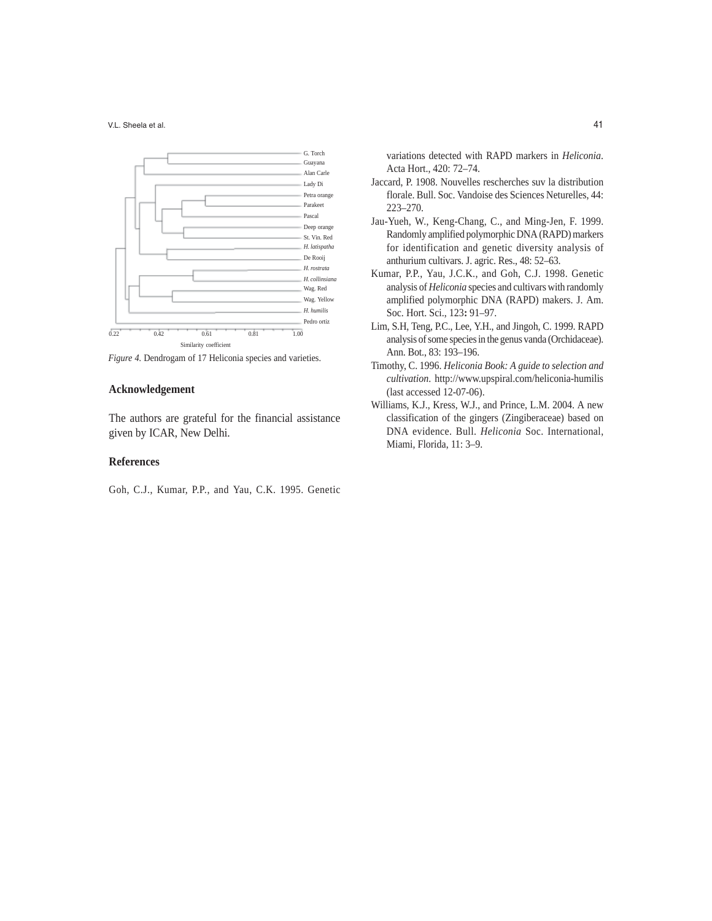G. Torch
Guayana
Alan Carle
Lady Di
Petra orange
Parakeet
Pascal
Deep orange
St. Vin. Red
*H. latispatha*
De Rooij
*H. rostrata*
*H. collinsiana*
Wag. Red
Wag. Yellow
*H. humilis*
Pedro ortiz

0.22 0.42 0.61 0.81 1.00

Similarity coefficient

*Figure 4.* Dendrogam of 17 Heliconia species and varieties.

## Acknowledgement

The authors are grateful for the financial assistance given by ICAR, New Delhi.

## References

Goh, C.J., Kumar, P.P., and Yau, C.K. 1995. Genetic variations detected with RAPD markers in *Heliconia*. Acta Hort., 420: 72–74.

Jaccard, P. 1908. Nouvelles rescherches suv la distribution florale. Bull. Soc. Vandoise des Sciences Neturelles, 44: 223–270.

Jau-Yueh, W., Keng-Chang, C., and Ming-Jen, F. 1999. Randomly amplified polymorphic DNA (RAPD) markers for identification and genetic diversity analysis of anthurium cultivars. J. agric. Res., 48: 52–63.

Kumar, P.P., Yau, J.C.K., and Goh, C.J. 1998. Genetic analysis of *Heliconia* species and cultivars with randomly amplified polymorphic DNA (RAPD) makers. J. Am. Soc. Hort. Sci., 123**:** 91–97.

Lim, S.H, Teng, P.C., Lee, Y.H., and Jingoh, C. 1999. RAPD analysis of some species in the genus vanda (Orchidaceae). Ann. Bot., 83: 193–196.

Timothy, C. 1996. *Heliconia Book: A guide to selection and cultivation.* http://www.upspiral.com/heliconia-humilis (last accessed 12-07-06).

Williams, K.J., Kress, W.J., and Prince, L.M. 2004. A new classification of the gingers (Zingiberaceae) based on DNA evidence. Bull. *Heliconia* Soc. International, Miami, Florida, 11: 3–9.